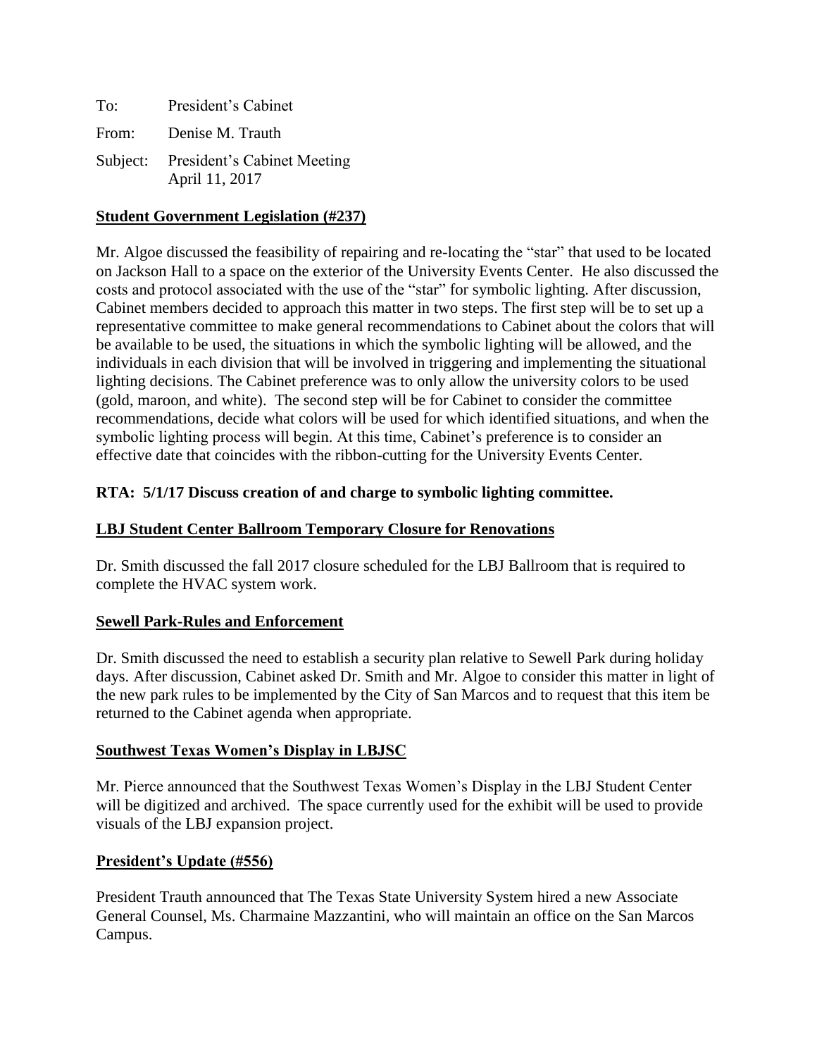To: President's Cabinet

From: Denise M. Trauth

Subject: President's Cabinet Meeting
April 11, 2017

**Student Government Legislation (#237)**

Mr. Algoe discussed the feasibility of repairing and re-locating the "star" that used to be located on Jackson Hall to a space on the exterior of the University Events Center. He also discussed the costs and protocol associated with the use of the "star" for symbolic lighting. After discussion, Cabinet members decided to approach this matter in two steps. The first step will be to set up a representative committee to make general recommendations to Cabinet about the colors that will be available to be used, the situations in which the symbolic lighting will be allowed, and the individuals in each division that will be involved in triggering and implementing the situational lighting decisions. The Cabinet preference was to only allow the university colors to be used (gold, maroon, and white). The second step will be for Cabinet to consider the committee recommendations, decide what colors will be used for which identified situations, and when the symbolic lighting process will begin. At this time, Cabinet's preference is to consider an effective date that coincides with the ribbon-cutting for the University Events Center.

**RTA: 5/1/17 Discuss creation of and charge to symbolic lighting committee.**

**LBJ Student Center Ballroom Temporary Closure for Renovations**

Dr. Smith discussed the fall 2017 closure scheduled for the LBJ Ballroom that is required to complete the HVAC system work.

**Sewell Park-Rules and Enforcement**

Dr. Smith discussed the need to establish a security plan relative to Sewell Park during holiday days. After discussion, Cabinet asked Dr. Smith and Mr. Algoe to consider this matter in light of the new park rules to be implemented by the City of San Marcos and to request that this item be returned to the Cabinet agenda when appropriate.

**Southwest Texas Women's Display in LBJSC**

Mr. Pierce announced that the Southwest Texas Women's Display in the LBJ Student Center will be digitized and archived. The space currently used for the exhibit will be used to provide visuals of the LBJ expansion project.

**President's Update (#556)**

President Trauth announced that The Texas State University System hired a new Associate General Counsel, Ms. Charmaine Mazzantini, who will maintain an office on the San Marcos Campus.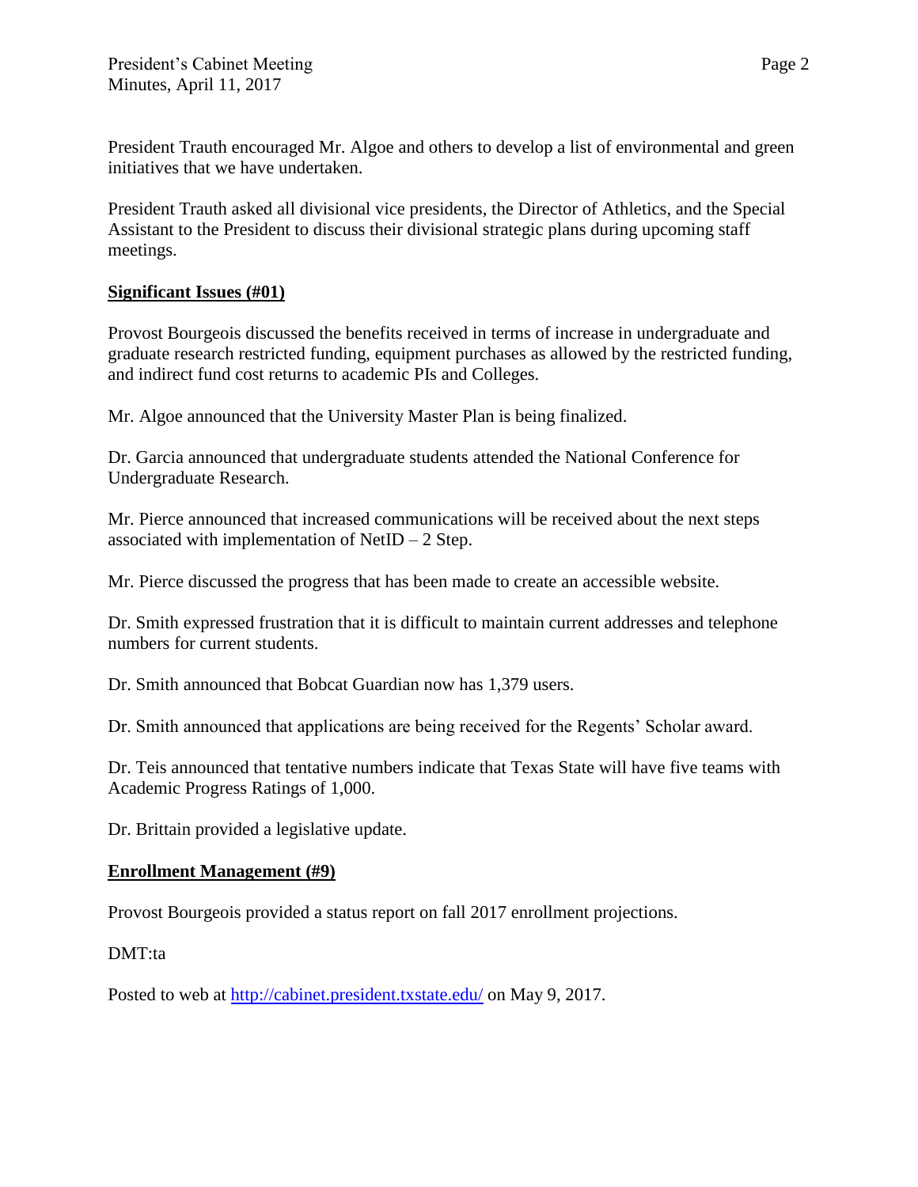President Trauth encouraged Mr. Algoe and others to develop a list of environmental and green initiatives that we have undertaken.

President Trauth asked all divisional vice presidents, the Director of Athletics, and the Special Assistant to the President to discuss their divisional strategic plans during upcoming staff meetings.

**Significant Issues (#01)**

Provost Bourgeois discussed the benefits received in terms of increase in undergraduate and graduate research restricted funding, equipment purchases as allowed by the restricted funding, and indirect fund cost returns to academic PIs and Colleges.

Mr. Algoe announced that the University Master Plan is being finalized.

Dr. Garcia announced that undergraduate students attended the National Conference for Undergraduate Research.

Mr. Pierce announced that increased communications will be received about the next steps associated with implementation of NetID – 2 Step.

Mr. Pierce discussed the progress that has been made to create an accessible website.

Dr. Smith expressed frustration that it is difficult to maintain current addresses and telephone numbers for current students.

Dr. Smith announced that Bobcat Guardian now has 1,379 users.

Dr. Smith announced that applications are being received for the Regents' Scholar award.

Dr. Teis announced that tentative numbers indicate that Texas State will have five teams with Academic Progress Ratings of 1,000.

Dr. Brittain provided a legislative update.

**Enrollment Management (#9)**

Provost Bourgeois provided a status report on fall 2017 enrollment projections.

DMT:ta

Posted to web at http://cabinet.president.txstate.edu/ on May 9, 2017.